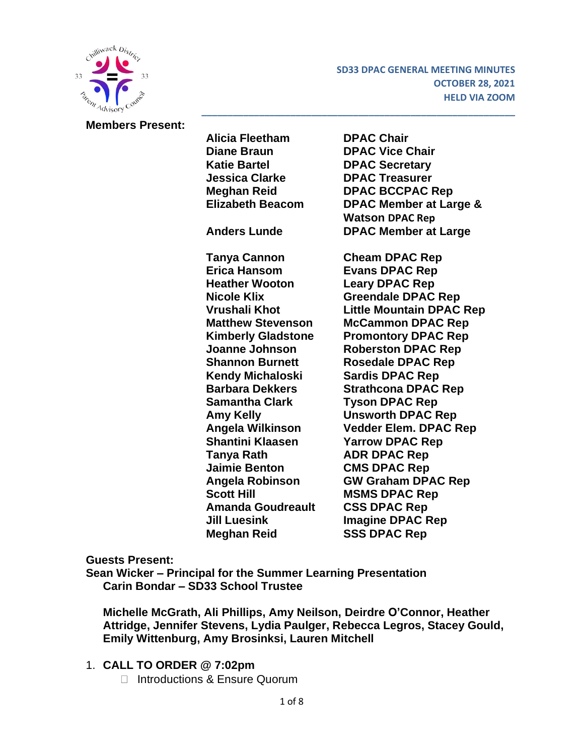**SD33 DPAC GENERAL MEETING MINUTES**
**OCTOBER 28, 2021**
**HELD VIA ZOOM**

**Members Present:**

| | |
|---|---|
| **Alicia Fleetham** | **DPAC Chair** |
| **Diane Braun** | **DPAC Vice Chair** |
| **Katie Bartel** | **DPAC Secretary** |
| **Jessica Clarke** | **DPAC Treasurer** |
| **Meghan Reid** | **DPAC BCCPAC Rep** |
| **Elizabeth Beacom** | **DPAC Member at Large & Watson DPAC Rep** |
| **Anders Lunde** | **DPAC Member at Large** |
| **Tanya Cannon** | **Cheam DPAC Rep** |
| **Erica Hansom** | **Evans DPAC Rep** |
| **Heather Wooton** | **Leary DPAC Rep** |
| **Nicole Klix** | **Greendale DPAC Rep** |
| **Vrushali Khot** | **Little Mountain DPAC Rep** |
| **Matthew Stevenson** | **McCammon DPAC Rep** |
| **Kimberly Gladstone** | **Promontory DPAC Rep** |
| **Joanne Johnson** | **Roberston DPAC Rep** |
| **Shannon Burnett** | **Rosedale DPAC Rep** |
| **Kendy Michaloski** | **Sardis DPAC Rep** |
| **Barbara Dekkers** | **Strathcona DPAC Rep** |
| **Samantha Clark** | **Tyson DPAC Rep** |
| **Amy Kelly** | **Unsworth DPAC Rep** |
| **Angela Wilkinson** | **Vedder Elem. DPAC Rep** |
| **Shantini Klaasen** | **Yarrow DPAC Rep** |
| **Tanya Rath** | **ADR DPAC Rep** |
| **Jaimie Benton** | **CMS DPAC Rep** |
| **Angela Robinson** | **GW Graham DPAC Rep** |
| **Scott Hill** | **MSMS DPAC Rep** |
| **Amanda Goudreault** | **CSS DPAC Rep** |
| **Jill Luesink** | **Imagine DPAC Rep** |
| **Meghan Reid** | **SSS DPAC Rep** |

**Guests Present:**

**Sean Wicker – Principal for the Summer Learning Presentation**
**Carin Bondar – SD33 School Trustee**

**Michelle McGrath, Ali Phillips, Amy Neilson, Deirdre O'Connor, Heather Attridge, Jennifer Stevens, Lydia Paulger, Rebecca Legros, Stacey Gould, Emily Wittenburg, Amy Brosinksi, Lauren Mitchell**

1. **CALL TO ORDER @ 7:02pm**
   - Introductions & Ensure Quorum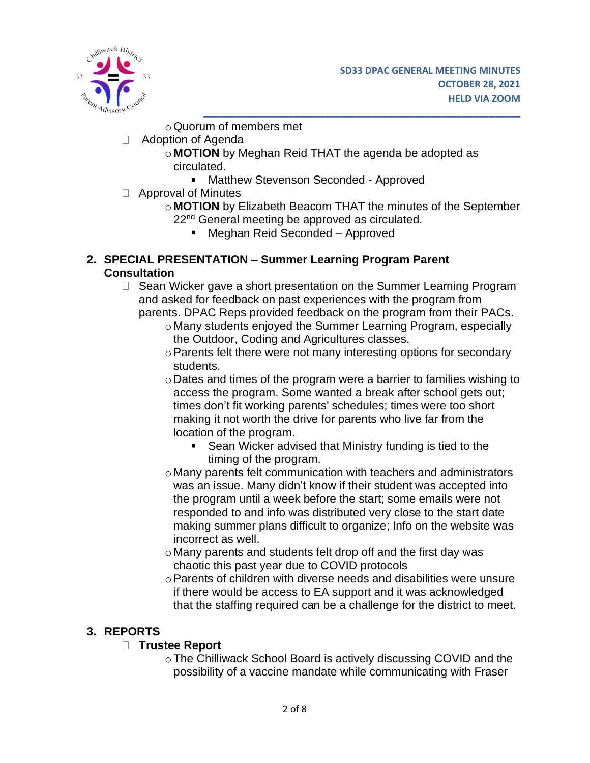- Quorum of members met
- Adoption of Agenda
  - **MOTION** by Meghan Reid THAT the agenda be adopted as circulated.
    - Matthew Stevenson Seconded - Approved
- Approval of Minutes
  - **MOTION** by Elizabeth Beacom THAT the minutes of the September 22nd General meeting be approved as circulated.
    - Meghan Reid Seconded – Approved

## 2. SPECIAL PRESENTATION – Summer Learning Program Parent Consultation

- Sean Wicker gave a short presentation on the Summer Learning Program and asked for feedback on past experiences with the program from parents. DPAC Reps provided feedback on the program from their PACs.
  - Many students enjoyed the Summer Learning Program, especially the Outdoor, Coding and Agricultures classes.
  - Parents felt there were not many interesting options for secondary students.
  - Dates and times of the program were a barrier to families wishing to access the program. Some wanted a break after school gets out; times don't fit working parents' schedules; times were too short making it not worth the drive for parents who live far from the location of the program.
    - Sean Wicker advised that Ministry funding is tied to the timing of the program.
  - Many parents felt communication with teachers and administrators was an issue. Many didn't know if their student was accepted into the program until a week before the start; some emails were not responded to and info was distributed very close to the start date making summer plans difficult to organize; Info on the website was incorrect as well.
  - Many parents and students felt drop off and the first day was chaotic this past year due to COVID protocols
  - Parents of children with diverse needs and disabilities were unsure if there would be access to EA support and it was acknowledged that the staffing required can be a challenge for the district to meet.

## 3. REPORTS

- **Trustee Report**
  - The Chilliwack School Board is actively discussing COVID and the possibility of a vaccine mandate while communicating with Fraser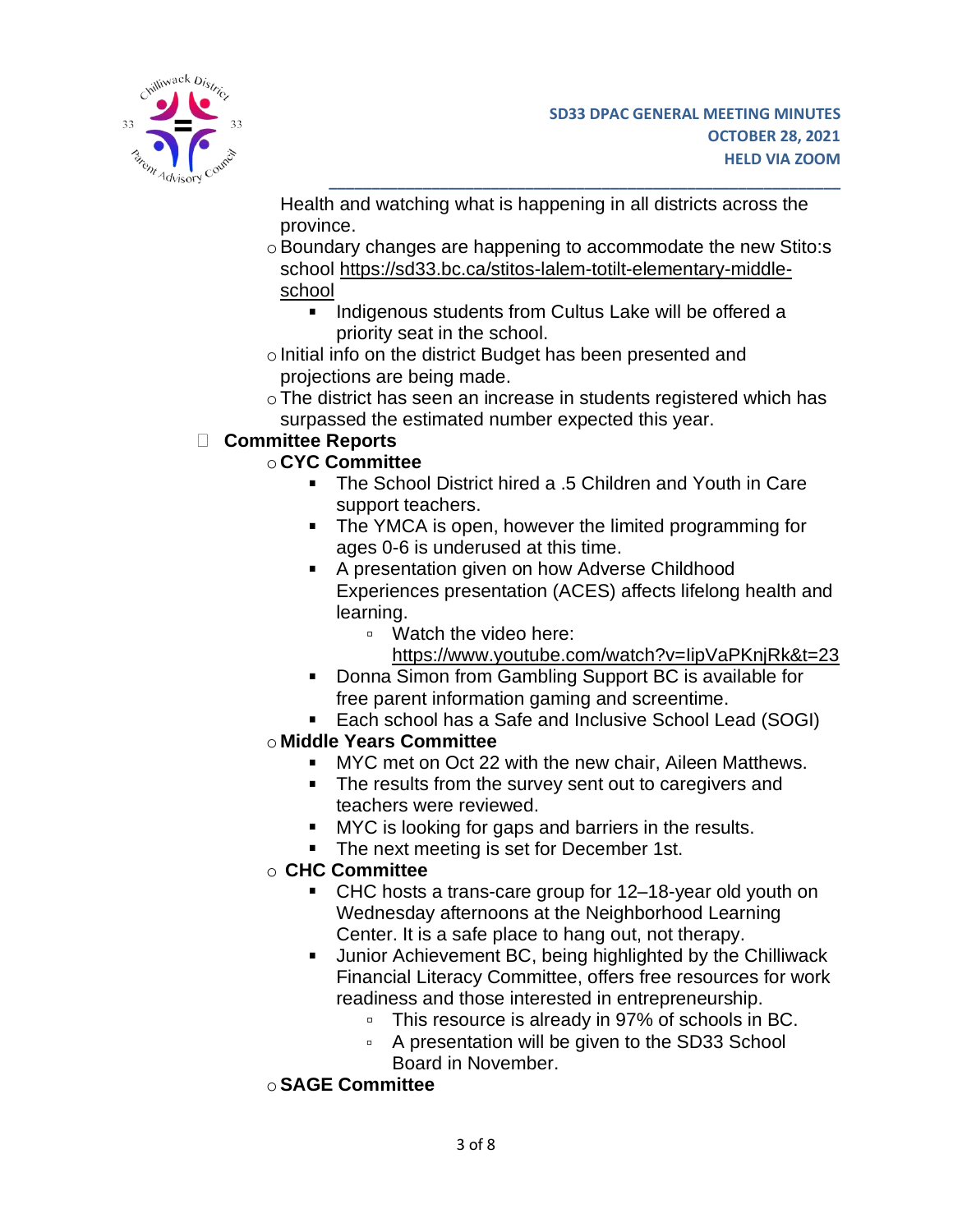Health and watching what is happening in all districts across the province.

- Boundary changes are happening to accommodate the new Stito:s school https://sd33.bc.ca/stitos-lalem-totilt-elementary-middle-school
  - Indigenous students from Cultus Lake will be offered a priority seat in the school.
- Initial info on the district Budget has been presented and projections are being made.
- The district has seen an increase in students registered which has surpassed the estimated number expected this year.

- **Committee Reports**
  - **CYC Committee**
    - The School District hired a .5 Children and Youth in Care support teachers.
    - The YMCA is open, however the limited programming for ages 0-6 is underused at this time.
    - A presentation given on how Adverse Childhood Experiences presentation (ACES) affects lifelong health and learning.
      - Watch the video here: https://www.youtube.com/watch?v=IipVaPKnjRk&t=23
    - Donna Simon from Gambling Support BC is available for free parent information gaming and screentime.
    - Each school has a Safe and Inclusive School Lead (SOGI)
  - **Middle Years Committee**
    - MYC met on Oct 22 with the new chair, Aileen Matthews.
    - The results from the survey sent out to caregivers and teachers were reviewed.
    - MYC is looking for gaps and barriers in the results.
    - The next meeting is set for December 1st.
  - **CHC Committee**
    - CHC hosts a trans-care group for 12–18-year old youth on Wednesday afternoons at the Neighborhood Learning Center. It is a safe place to hang out, not therapy.
    - Junior Achievement BC, being highlighted by the Chilliwack Financial Literacy Committee, offers free resources for work readiness and those interested in entrepreneurship.
      - This resource is already in 97% of schools in BC.
      - A presentation will be given to the SD33 School Board in November.
  - **SAGE Committee**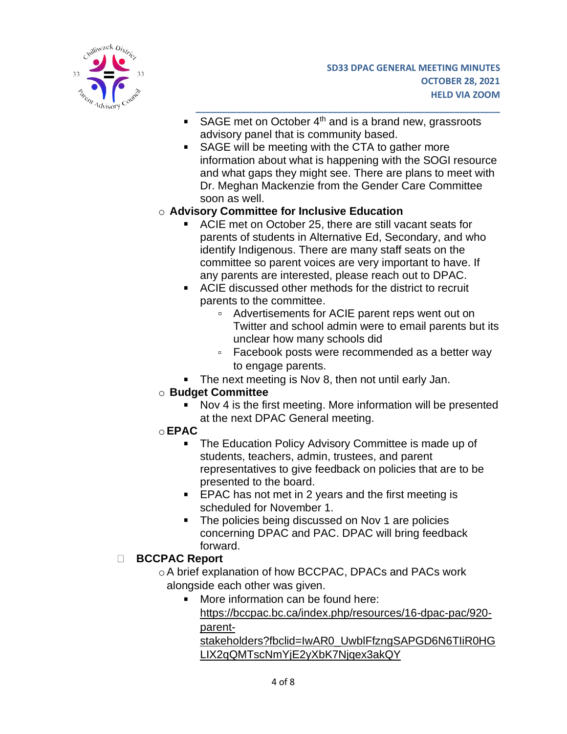- SAGE met on October 4th and is a brand new, grassroots advisory panel that is community based.
- SAGE will be meeting with the CTA to gather more information about what is happening with the SOGI resource and what gaps they might see. There are plans to meet with Dr. Meghan Mackenzie from the Gender Care Committee soon as well.

- **Advisory Committee for Inclusive Education**
  - ACIE met on October 25, there are still vacant seats for parents of students in Alternative Ed, Secondary, and who identify Indigenous. There are many staff seats on the committee so parent voices are very important to have. If any parents are interested, please reach out to DPAC.
  - ACIE discussed other methods for the district to recruit parents to the committee.
    - Advertisements for ACIE parent reps went out on Twitter and school admin were to email parents but its unclear how many schools did
    - Facebook posts were recommended as a better way to engage parents.
  - The next meeting is Nov 8, then not until early Jan.
- **Budget Committee**
  - Nov 4 is the first meeting. More information will be presented at the next DPAC General meeting.
- **EPAC**
  - The Education Policy Advisory Committee is made up of students, teachers, admin, trustees, and parent representatives to give feedback on policies that are to be presented to the board.
  - EPAC has not met in 2 years and the first meeting is scheduled for November 1.
  - The policies being discussed on Nov 1 are policies concerning DPAC and PAC. DPAC will bring feedback forward.

- **BCCPAC Report**
  - A brief explanation of how BCCPAC, DPACs and PACs work alongside each other was given.
    - More information can be found here: https://bccpac.bc.ca/index.php/resources/16-dpac-pac/920-parent-stakeholders?fbclid=IwAR0_UwblFfzngSAPGD6N6TIiR0HGLIX2qQMTscNmYjE2yXbK7Njqex3akQY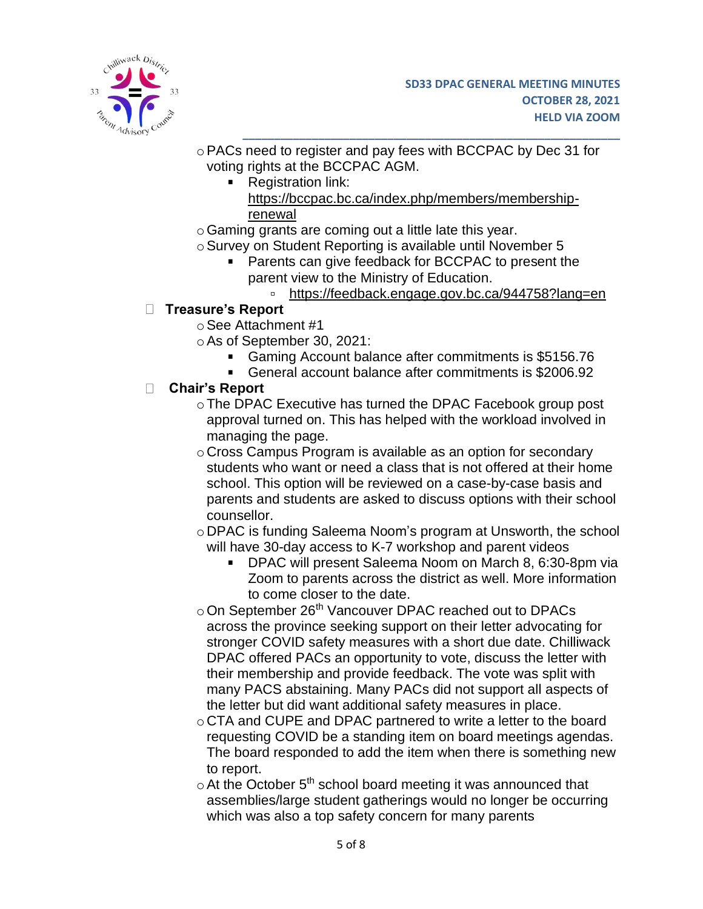- PACs need to register and pay fees with BCCPAC by Dec 31 for voting rights at the BCCPAC AGM.
  - Registration link: https://bccpac.bc.ca/index.php/members/membership-renewal
- Gaming grants are coming out a little late this year.
- Survey on Student Reporting is available until November 5
  - Parents can give feedback for BCCPAC to present the parent view to the Ministry of Education.
    - https://feedback.engage.gov.bc.ca/944758?lang=en

- **Treasure's Report**
  - See Attachment #1
  - As of September 30, 2021:
    - Gaming Account balance after commitments is $5156.76
    - General account balance after commitments is $2006.92

- **Chair's Report**
  - The DPAC Executive has turned the DPAC Facebook group post approval turned on. This has helped with the workload involved in managing the page.
  - Cross Campus Program is available as an option for secondary students who want or need a class that is not offered at their home school. This option will be reviewed on a case-by-case basis and parents and students are asked to discuss options with their school counsellor.
  - DPAC is funding Saleema Noom's program at Unsworth, the school will have 30-day access to K-7 workshop and parent videos
    - DPAC will present Saleema Noom on March 8, 6:30-8pm via Zoom to parents across the district as well. More information to come closer to the date.
  - On September 26th Vancouver DPAC reached out to DPACs across the province seeking support on their letter advocating for stronger COVID safety measures with a short due date. Chilliwack DPAC offered PACs an opportunity to vote, discuss the letter with their membership and provide feedback. The vote was split with many PACS abstaining. Many PACs did not support all aspects of the letter but did want additional safety measures in place.
  - CTA and CUPE and DPAC partnered to write a letter to the board requesting COVID be a standing item on board meetings agendas. The board responded to add the item when there is something new to report.
  - At the October 5th school board meeting it was announced that assemblies/large student gatherings would no longer be occurring which was also a top safety concern for many parents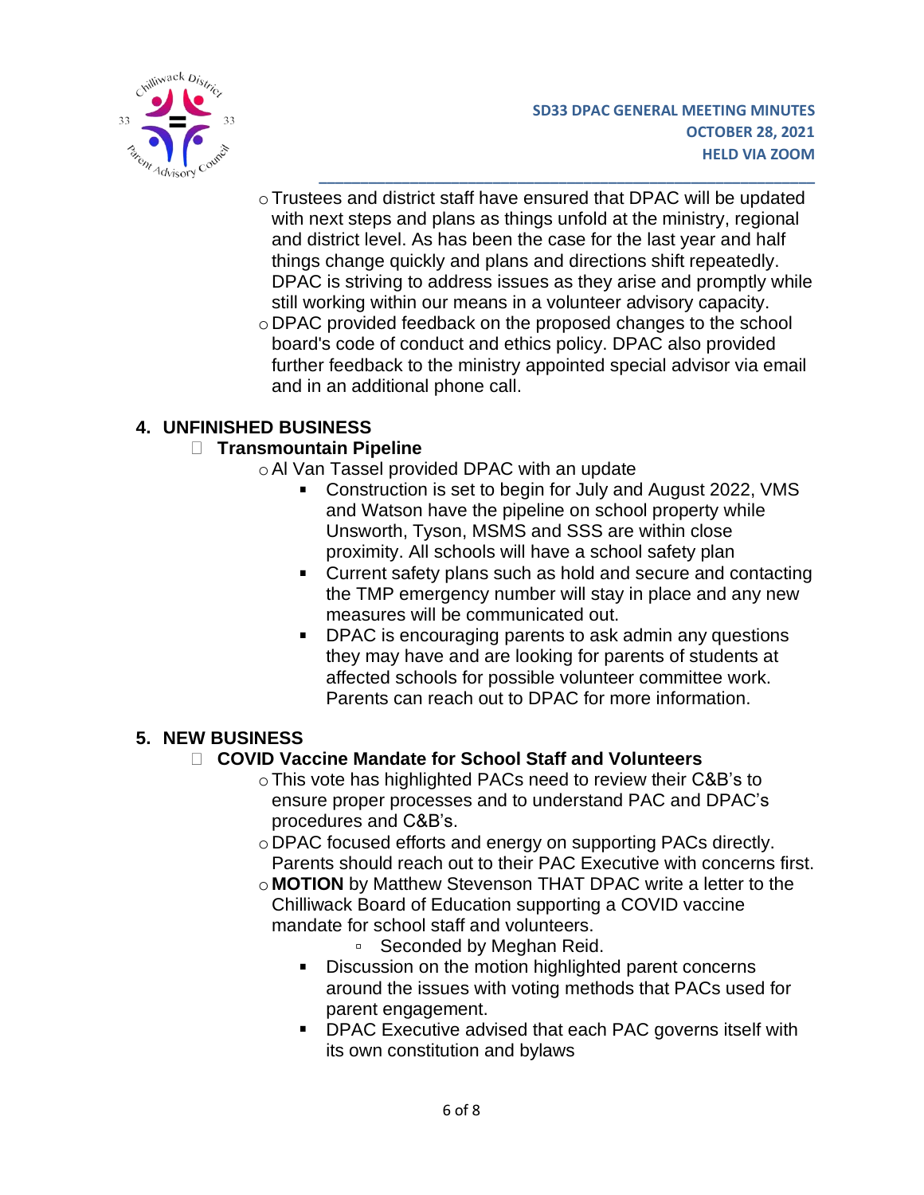- Trustees and district staff have ensured that DPAC will be updated with next steps and plans as things unfold at the ministry, regional and district level. As has been the case for the last year and half things change quickly and plans and directions shift repeatedly. DPAC is striving to address issues as they arise and promptly while still working within our means in a volunteer advisory capacity.
- DPAC provided feedback on the proposed changes to the school board's code of conduct and ethics policy. DPAC also provided further feedback to the ministry appointed special advisor via email and in an additional phone call.

## 4. UNFINISHED BUSINESS

- **Transmountain Pipeline**
  - Al Van Tassel provided DPAC with an update
    - Construction is set to begin for July and August 2022, VMS and Watson have the pipeline on school property while Unsworth, Tyson, MSMS and SSS are within close proximity. All schools will have a school safety plan
    - Current safety plans such as hold and secure and contacting the TMP emergency number will stay in place and any new measures will be communicated out.
    - DPAC is encouraging parents to ask admin any questions they may have and are looking for parents of students at affected schools for possible volunteer committee work. Parents can reach out to DPAC for more information.

## 5. NEW BUSINESS

- **COVID Vaccine Mandate for School Staff and Volunteers**
  - This vote has highlighted PACs need to review their C&B's to ensure proper processes and to understand PAC and DPAC's procedures and C&B's.
  - DPAC focused efforts and energy on supporting PACs directly. Parents should reach out to their PAC Executive with concerns first.
  - **MOTION** by Matthew Stevenson THAT DPAC write a letter to the Chilliwack Board of Education supporting a COVID vaccine mandate for school staff and volunteers.
    - Seconded by Meghan Reid.
    - Discussion on the motion highlighted parent concerns around the issues with voting methods that PACs used for parent engagement.
    - DPAC Executive advised that each PAC governs itself with its own constitution and bylaws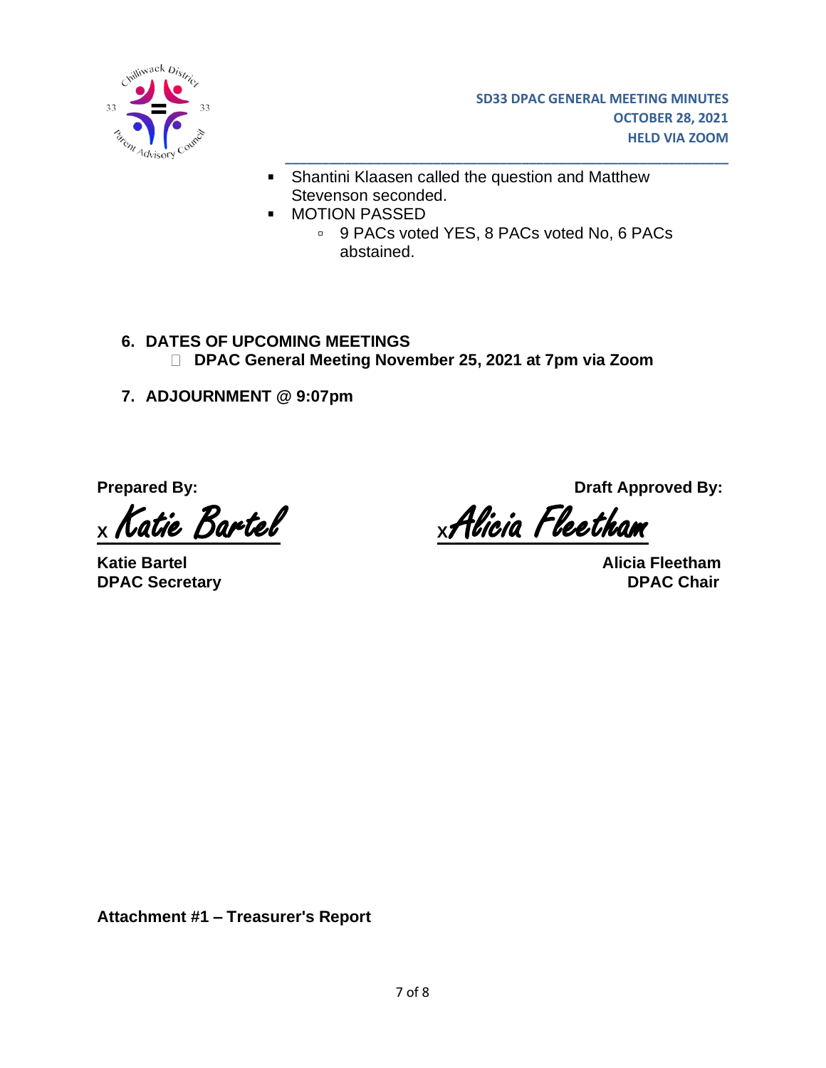- Shantini Klaasen called the question and Matthew Stevenson seconded.
- MOTION PASSED
  - 9 PACs voted YES, 8 PACs voted No, 6 PACs abstained.

**6. DATES OF UPCOMING MEETINGS**

- **DPAC General Meeting November 25, 2021 at 7pm via Zoom**

**7. ADJOURNMENT @ 9:07pm**

**Prepared By:**

x *Katie Bartel*

**Katie Bartel**
**DPAC Secretary**

**Draft Approved By:**

x *Alicia Fleetham*

**Alicia Fleetham**
**DPAC Chair**

**Attachment #1 – Treasurer's Report**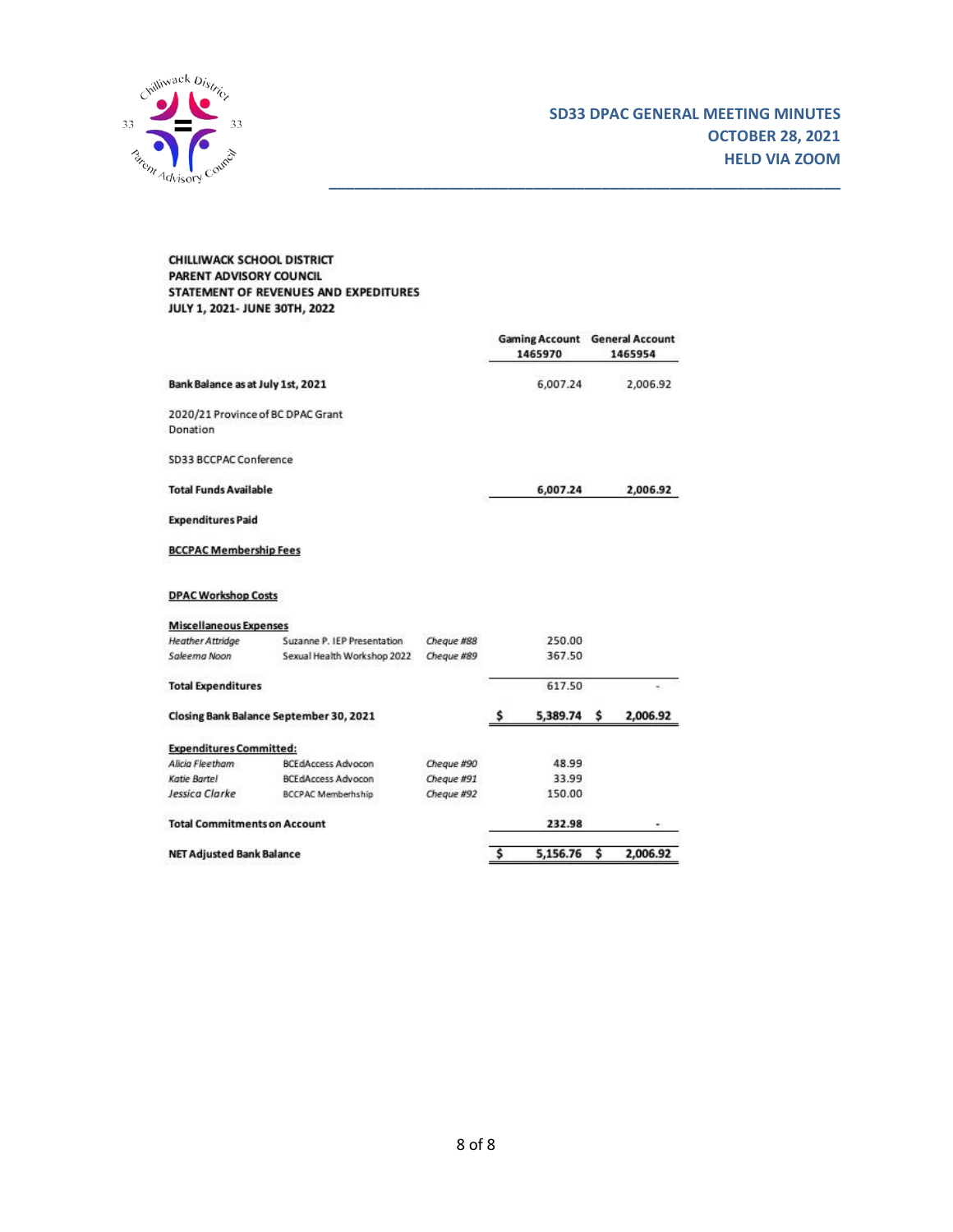**CHILLIWACK SCHOOL DISTRICT**
**PARENT ADVISORY COUNCIL**
**STATEMENT OF REVENUES AND EXPEDITURES**
**JULY 1, 2021- JUNE 30TH, 2022**

| | | | Gaming Account 1465970 | General Account 1465954 |
|---|---|---|---|---|
| **Bank Balance as at July 1st, 2021** | | | 6,007.24 | 2,006.92 |
| 2020/21 Province of BC DPAC Grant Donation | | | | |
| SD33 BCCPAC Conference | | | | |
| **Total Funds Available** | | | **6,007.24** | **2,006.92** |
| **Expenditures Paid** | | | | |
| **BCCPAC Membership Fees** | | | | |
| **DPAC Workshop Costs** | | | | |
| **Miscellaneous Expenses** | | | | |
| *Heather Attridge* | Suzanne P. IEP Presentation | *Cheque #88* | 250.00 | |
| *Saleema Noon* | Sexual Health Workshop 2022 | *Cheque #89* | 367.50 | |
| **Total Expenditures** | | | 617.50 | - |
| **Closing Bank Balance September 30, 2021** | | | **$ 5,389.74** | **$ 2,006.92** |
| **Expenditures Committed:** | | | | |
| *Alicia Fleetham* | BCEdAccess Advocon | *Cheque #90* | 48.99 | |
| *Katie Bartel* | BCEdAccess Advocon | *Cheque #91* | 33.99 | |
| *Jessica Clarke* | BCCPAC Memberhship | *Cheque #92* | 150.00 | |
| **Total Commitments on Account** | | | **232.98** | - |
| **NET Adjusted Bank Balance** | | | **$ 5,156.76** | **$ 2,006.92** |